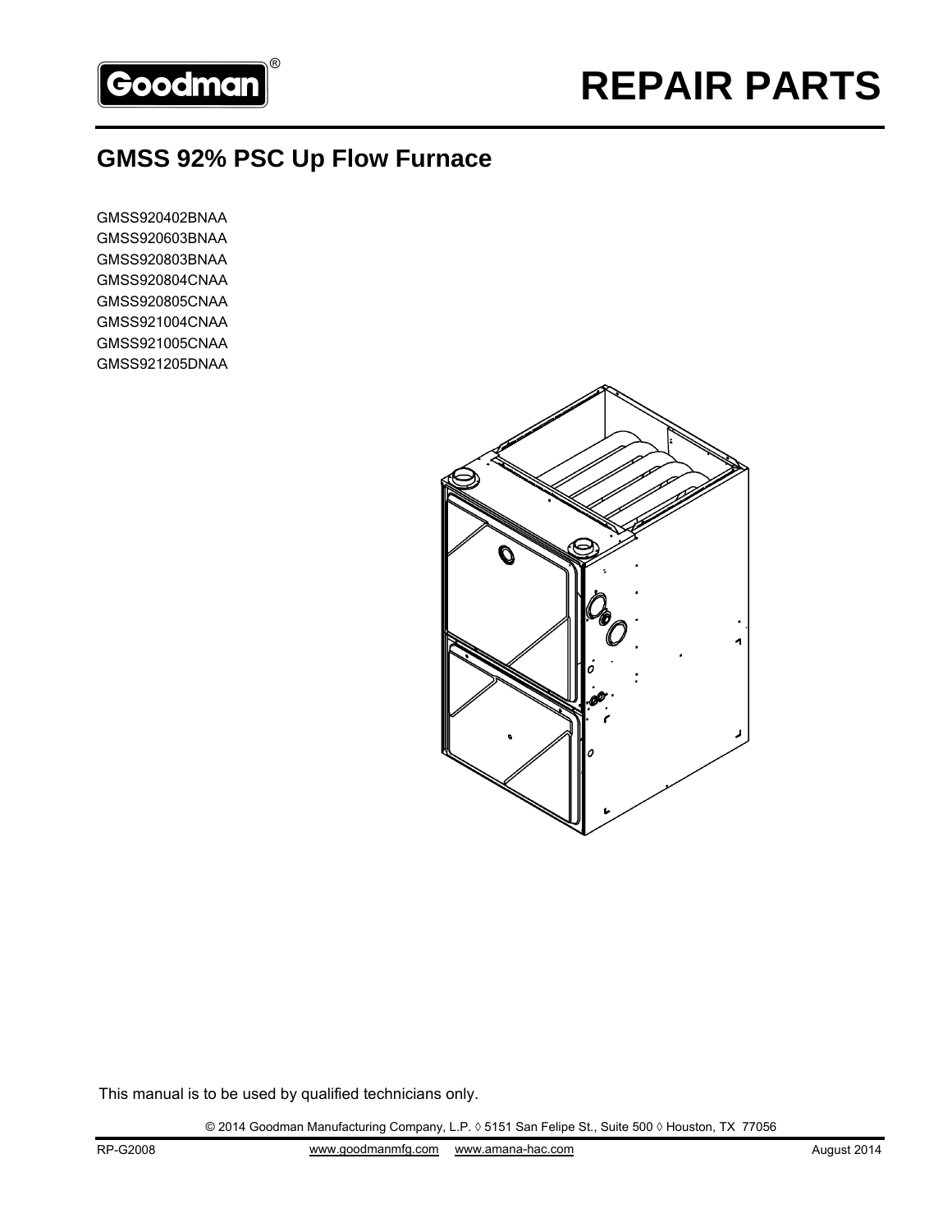Goodman®

# REPAIR PARTS

## GMSS 92% PSC Up Flow Furnace

GMSS920402BNAA
GMSS920603BNAA
GMSS920803BNAA
GMSS920804CNAA
GMSS920805CNAA
GMSS921004CNAA
GMSS921005CNAA
GMSS921205DNAA

This manual is to be used by qualified technicians only.

© 2014 Goodman Manufacturing Company, L.P. ◊ 5151 San Felipe St., Suite 500 ◊ Houston, TX 77056

RP-G2008 www.goodmanmfg.com www.amana-hac.com August 2014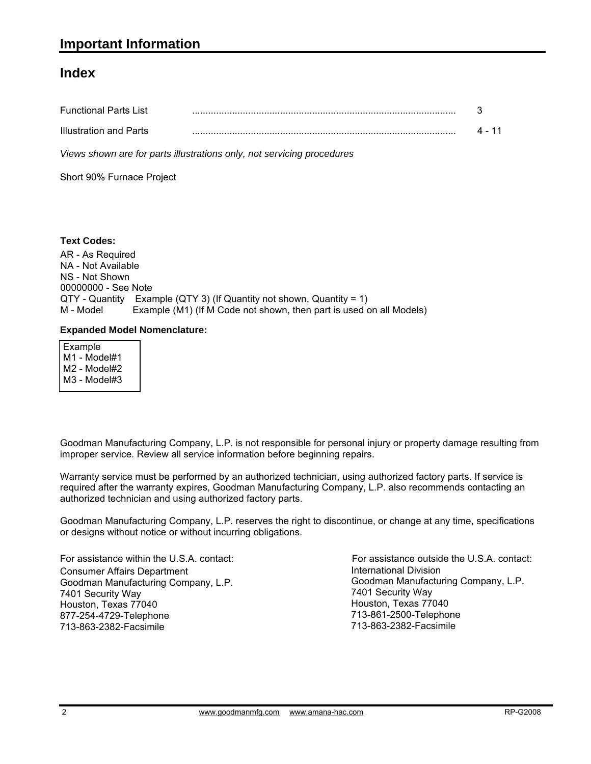# Important Information

## Index

| | | |
|---|---|---|
| Functional Parts List | .................................................................................................. | 3 |
| Illustration and Parts | .................................................................................................. | 4 - 11 |

*Views shown are for parts illustrations only, not servicing procedures*

Short 90% Furnace Project

**Text Codes:**

AR - As Required
NA - Not Available
NS - Not Shown
00000000 - See Note
QTY - Quantity    Example (QTY 3) (If Quantity not shown, Quantity = 1)
M - Model    Example (M1) (If M Code not shown, then part is used on all Models)

**Expanded Model Nomenclature:**

Example
M1 - Model#1
M2 - Model#2
M3 - Model#3

Goodman Manufacturing Company, L.P. is not responsible for personal injury or property damage resulting from improper service. Review all service information before beginning repairs.

Warranty service must be performed by an authorized technician, using authorized factory parts. If service is required after the warranty expires, Goodman Manufacturing Company, L.P. also recommends contacting an authorized technician and using authorized factory parts.

Goodman Manufacturing Company, L.P. reserves the right to discontinue, or change at any time, specifications or designs without notice or without incurring obligations.

For assistance within the U.S.A. contact:
Consumer Affairs Department
Goodman Manufacturing Company, L.P.
7401 Security Way
Houston, Texas 77040
877-254-4729-Telephone
713-863-2382-Facsimile

For assistance outside the U.S.A. contact:
International Division
Goodman Manufacturing Company, L.P.
7401 Security Way
Houston, Texas 77040
713-861-2500-Telephone
713-863-2382-Facsimile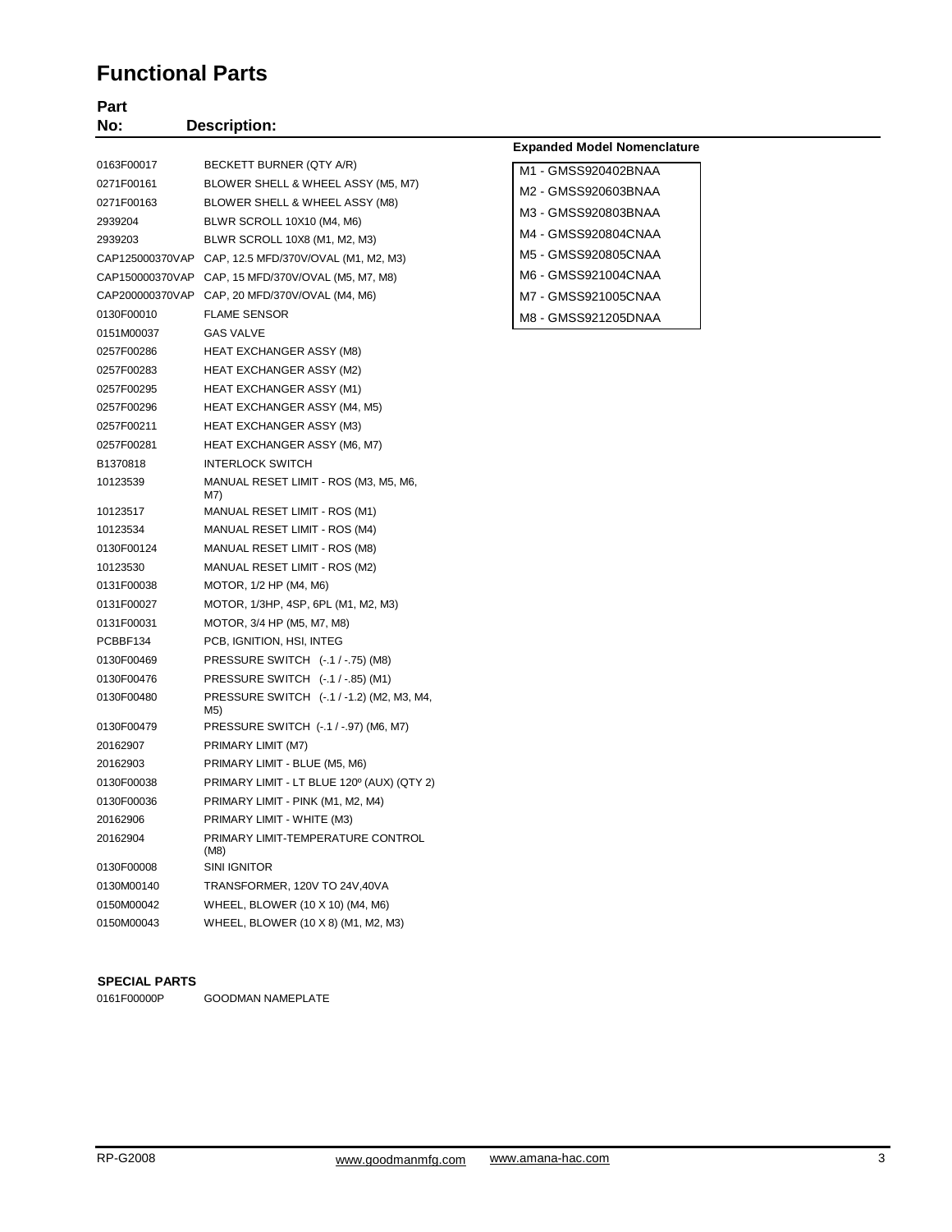# Functional Parts

| Part No: | Description: |
|---|---|
| 0163F00017 | BECKETT BURNER (QTY A/R) |
| 0271F00161 | BLOWER SHELL & WHEEL ASSY (M5, M7) |
| 0271F00163 | BLOWER SHELL & WHEEL ASSY (M8) |
| 2939204 | BLWR SCROLL 10X10 (M4, M6) |
| 2939203 | BLWR SCROLL 10X8 (M1, M2, M3) |
| CAP125000370VAP | CAP, 12.5 MFD/370V/OVAL (M1, M2, M3) |
| CAP150000370VAP | CAP, 15 MFD/370V/OVAL (M5, M7, M8) |
| CAP200000370VAP | CAP, 20 MFD/370V/OVAL (M4, M6) |
| 0130F00010 | FLAME SENSOR |
| 0151M00037 | GAS VALVE |
| 0257F00286 | HEAT EXCHANGER ASSY (M8) |
| 0257F00283 | HEAT EXCHANGER ASSY (M2) |
| 0257F00295 | HEAT EXCHANGER ASSY (M1) |
| 0257F00296 | HEAT EXCHANGER ASSY (M4, M5) |
| 0257F00211 | HEAT EXCHANGER ASSY (M3) |
| 0257F00281 | HEAT EXCHANGER ASSY (M6, M7) |
| B1370818 | INTERLOCK SWITCH |
| 10123539 | MANUAL RESET LIMIT - ROS (M3, M5, M6, M7) |
| 10123517 | MANUAL RESET LIMIT - ROS (M1) |
| 10123534 | MANUAL RESET LIMIT - ROS (M4) |
| 0130F00124 | MANUAL RESET LIMIT - ROS (M8) |
| 10123530 | MANUAL RESET LIMIT - ROS (M2) |
| 0131F00038 | MOTOR, 1/2 HP (M4, M6) |
| 0131F00027 | MOTOR, 1/3HP, 4SP, 6PL (M1, M2, M3) |
| 0131F00031 | MOTOR, 3/4 HP (M5, M7, M8) |
| PCBBF134 | PCB, IGNITION, HSI, INTEG |
| 0130F00469 | PRESSURE SWITCH (-.1 / -.75) (M8) |
| 0130F00476 | PRESSURE SWITCH (-.1 / -.85) (M1) |
| 0130F00480 | PRESSURE SWITCH (-.1 / -1.2) (M2, M3, M4, M5) |
| 0130F00479 | PRESSURE SWITCH (-.1 / -.97) (M6, M7) |
| 20162907 | PRIMARY LIMIT (M7) |
| 20162903 | PRIMARY LIMIT - BLUE (M5, M6) |
| 0130F00038 | PRIMARY LIMIT - LT BLUE 120º (AUX) (QTY 2) |
| 0130F00036 | PRIMARY LIMIT - PINK (M1, M2, M4) |
| 20162906 | PRIMARY LIMIT - WHITE (M3) |
| 20162904 | PRIMARY LIMIT-TEMPERATURE CONTROL (M8) |
| 0130F00008 | SINI IGNITOR |
| 0130M00140 | TRANSFORMER, 120V TO 24V,40VA |
| 0150M00042 | WHEEL, BLOWER (10 X 10) (M4, M6) |
| 0150M00043 | WHEEL, BLOWER (10 X 8) (M1, M2, M3) |

**Expanded Model Nomenclature**

| Model |
|---|
| M1 - GMSS920402BNAA |
| M2 - GMSS920603BNAA |
| M3 - GMSS920803BNAA |
| M4 - GMSS920804CNAA |
| M5 - GMSS920805CNAA |
| M6 - GMSS921004CNAA |
| M7 - GMSS921005CNAA |
| M8 - GMSS921205DNAA |

**SPECIAL PARTS**

| Part No: | Description: |
|---|---|
| 0161F00000P | GOODMAN NAMEPLATE |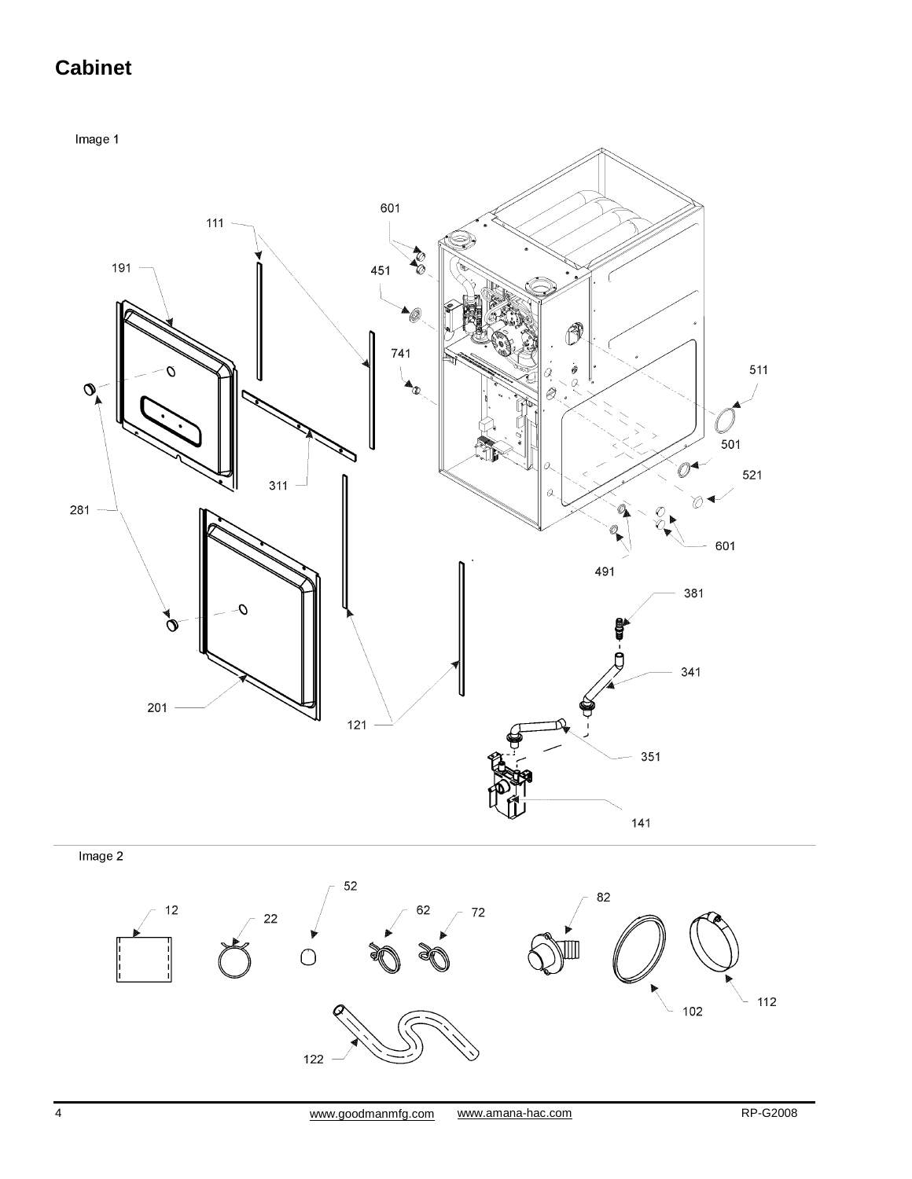# Cabinet

Image 1

Image 2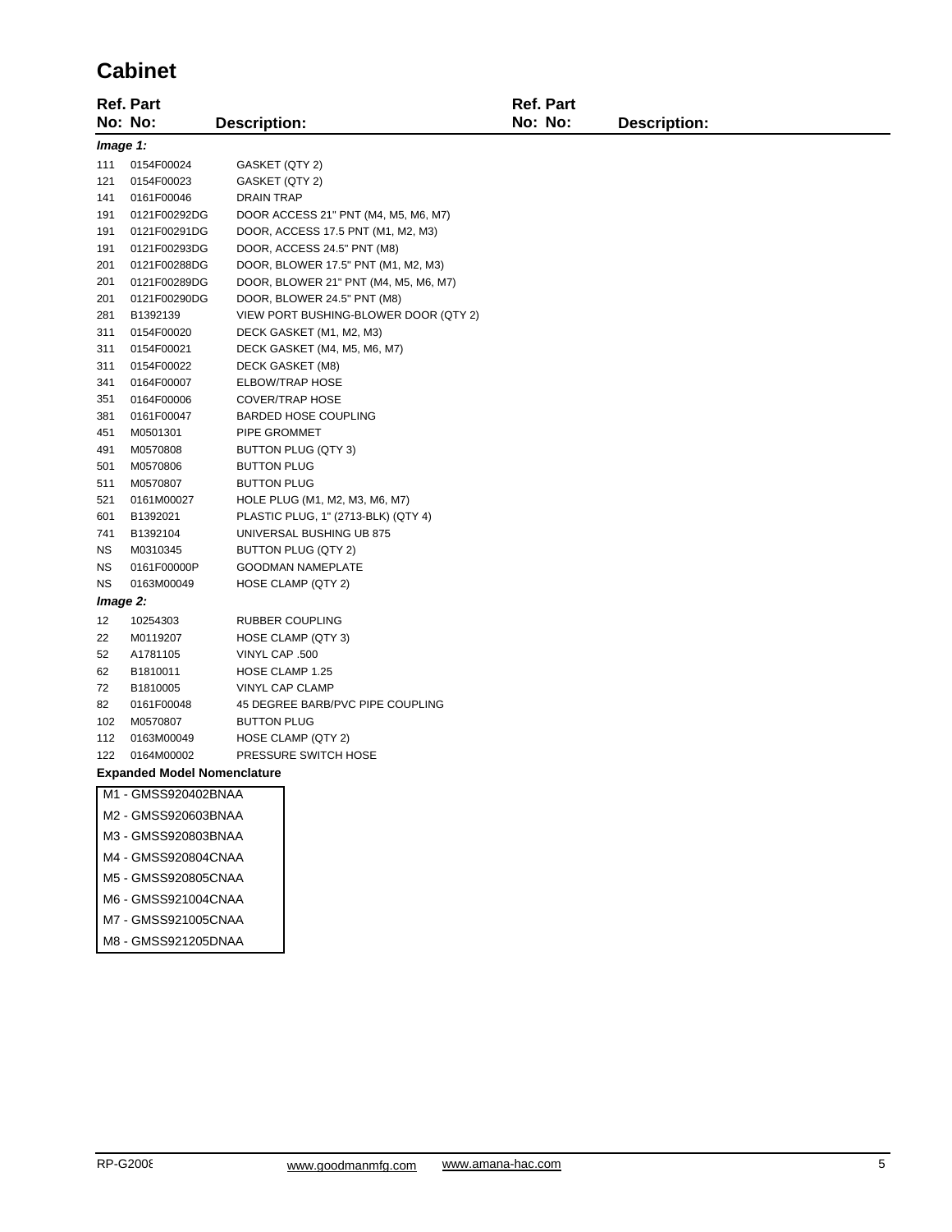# Cabinet

| Ref. No: | Part No: | Description: |
|---|---|---|
| ***Image 1:*** | | |
| 111 | 0154F00024 | GASKET (QTY 2) |
| 121 | 0154F00023 | GASKET (QTY 2) |
| 141 | 0161F00046 | DRAIN TRAP |
| 191 | 0121F00292DG | DOOR ACCESS 21" PNT (M4, M5, M6, M7) |
| 191 | 0121F00291DG | DOOR, ACCESS 17.5 PNT (M1, M2, M3) |
| 191 | 0121F00293DG | DOOR, ACCESS 24.5" PNT (M8) |
| 201 | 0121F00288DG | DOOR, BLOWER 17.5" PNT (M1, M2, M3) |
| 201 | 0121F00289DG | DOOR, BLOWER 21" PNT (M4, M5, M6, M7) |
| 201 | 0121F00290DG | DOOR, BLOWER 24.5" PNT (M8) |
| 281 | B1392139 | VIEW PORT BUSHING-BLOWER DOOR (QTY 2) |
| 311 | 0154F00020 | DECK GASKET (M1, M2, M3) |
| 311 | 0154F00021 | DECK GASKET (M4, M5, M6, M7) |
| 311 | 0154F00022 | DECK GASKET (M8) |
| 341 | 0164F00007 | ELBOW/TRAP HOSE |
| 351 | 0164F00006 | COVER/TRAP HOSE |
| 381 | 0161F00047 | BARDED HOSE COUPLING |
| 451 | M0501301 | PIPE GROMMET |
| 491 | M0570808 | BUTTON PLUG (QTY 3) |
| 501 | M0570806 | BUTTON PLUG |
| 511 | M0570807 | BUTTON PLUG |
| 521 | 0161M00027 | HOLE PLUG (M1, M2, M3, M6, M7) |
| 601 | B1392021 | PLASTIC PLUG, 1" (2713-BLK) (QTY 4) |
| 741 | B1392104 | UNIVERSAL BUSHING UB 875 |
| NS | M0310345 | BUTTON PLUG (QTY 2) |
| NS | 0161F00000P | GOODMAN NAMEPLATE |
| NS | 0163M00049 | HOSE CLAMP (QTY 2) |
| ***Image 2:*** | | |
| 12 | 10254303 | RUBBER COUPLING |
| 22 | M0119207 | HOSE CLAMP (QTY 3) |
| 52 | A1781105 | VINYL CAP .500 |
| 62 | B1810011 | HOSE CLAMP 1.25 |
| 72 | B1810005 | VINYL CAP CLAMP |
| 82 | 0161F00048 | 45 DEGREE BARB/PVC PIPE COUPLING |
| 102 | M0570807 | BUTTON PLUG |
| 112 | 0163M00049 | HOSE CLAMP (QTY 2) |
| 122 | 0164M00002 | PRESSURE SWITCH HOSE |

**Expanded Model Nomenclature**

| |
|---|
| M1 - GMSS920402BNAA |
| M2 - GMSS920603BNAA |
| M3 - GMSS920803BNAA |
| M4 - GMSS920804CNAA |
| M5 - GMSS920805CNAA |
| M6 - GMSS921004CNAA |
| M7 - GMSS921005CNAA |
| M8 - GMSS921205DNAA |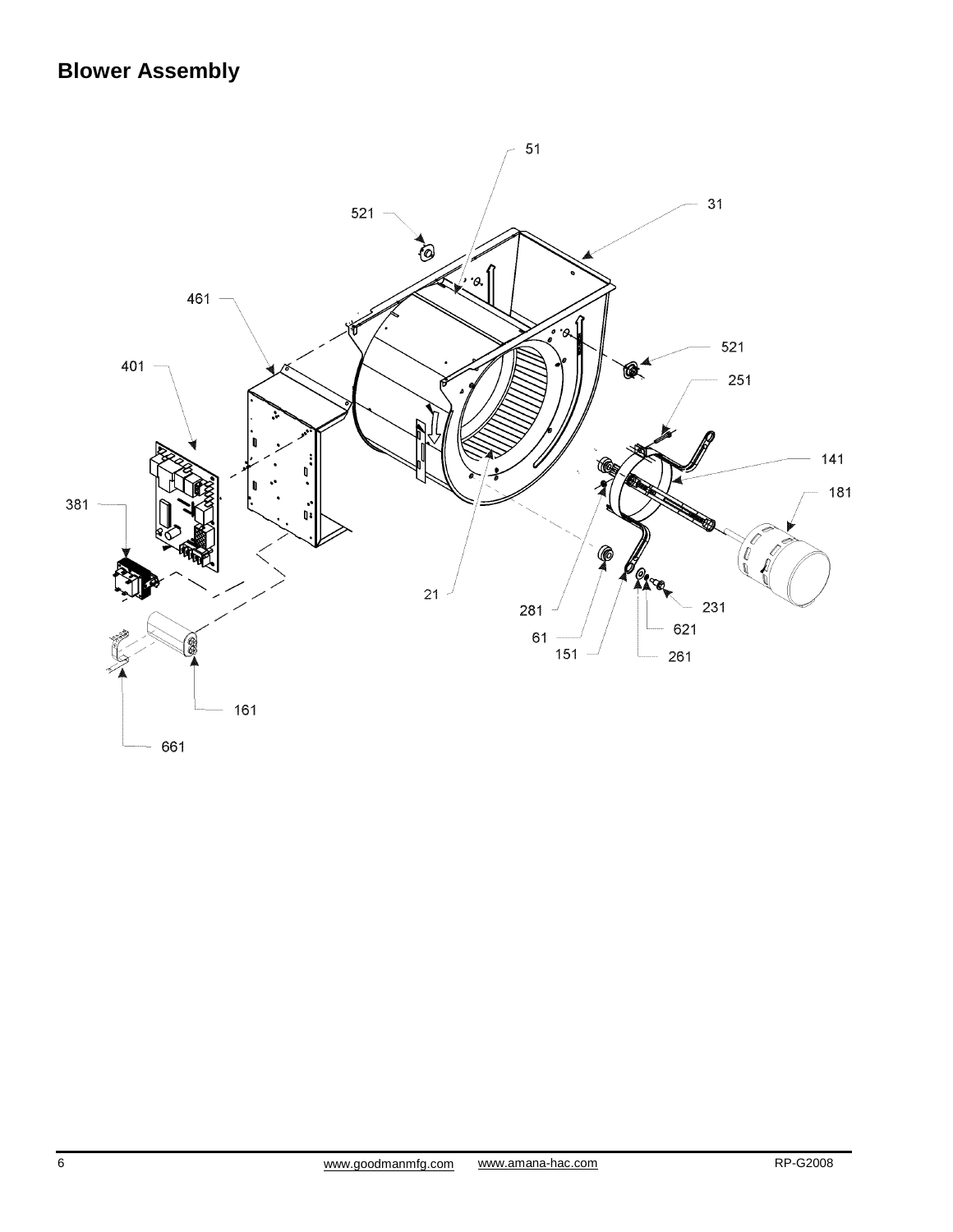## Blower Assembly

51

521

31

461

521

401

251

141

381

181

21

281

231

61

621

151

261

161

661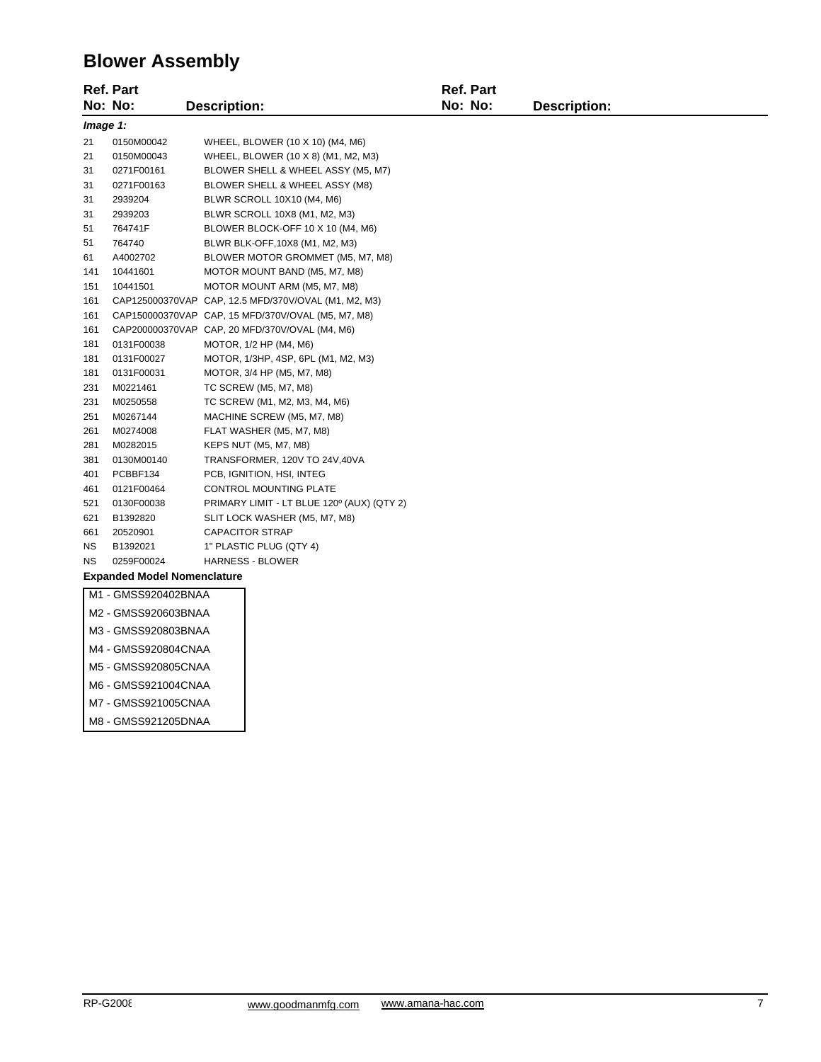# Blower Assembly

| Ref. No: | Part No: | Description: |
|---|---|---|
| ***Image 1:*** | | |
| 21 | 0150M00042 | WHEEL, BLOWER (10 X 10) (M4, M6) |
| 21 | 0150M00043 | WHEEL, BLOWER (10 X 8) (M1, M2, M3) |
| 31 | 0271F00161 | BLOWER SHELL & WHEEL ASSY (M5, M7) |
| 31 | 0271F00163 | BLOWER SHELL & WHEEL ASSY (M8) |
| 31 | 2939204 | BLWR SCROLL 10X10 (M4, M6) |
| 31 | 2939203 | BLWR SCROLL 10X8 (M1, M2, M3) |
| 51 | 764741F | BLOWER BLOCK-OFF 10 X 10 (M4, M6) |
| 51 | 764740 | BLWR BLK-OFF,10X8 (M1, M2, M3) |
| 61 | A4002702 | BLOWER MOTOR GROMMET (M5, M7, M8) |
| 141 | 10441601 | MOTOR MOUNT BAND (M5, M7, M8) |
| 151 | 10441501 | MOTOR MOUNT ARM (M5, M7, M8) |
| 161 | CAP125000370VAP | CAP, 12.5 MFD/370V/OVAL (M1, M2, M3) |
| 161 | CAP150000370VAP | CAP, 15 MFD/370V/OVAL (M5, M7, M8) |
| 161 | CAP200000370VAP | CAP, 20 MFD/370V/OVAL (M4, M6) |
| 181 | 0131F00038 | MOTOR, 1/2 HP (M4, M6) |
| 181 | 0131F00027 | MOTOR, 1/3HP, 4SP, 6PL (M1, M2, M3) |
| 181 | 0131F00031 | MOTOR, 3/4 HP (M5, M7, M8) |
| 231 | M0221461 | TC SCREW (M5, M7, M8) |
| 231 | M0250558 | TC SCREW (M1, M2, M3, M4, M6) |
| 251 | M0267144 | MACHINE SCREW (M5, M7, M8) |
| 261 | M0274008 | FLAT WASHER (M5, M7, M8) |
| 281 | M0282015 | KEPS NUT (M5, M7, M8) |
| 381 | 0130M00140 | TRANSFORMER, 120V TO 24V,40VA |
| 401 | PCBBF134 | PCB, IGNITION, HSI, INTEG |
| 461 | 0121F00464 | CONTROL MOUNTING PLATE |
| 521 | 0130F00038 | PRIMARY LIMIT - LT BLUE 120º (AUX) (QTY 2) |
| 621 | B1392820 | SLIT LOCK WASHER (M5, M7, M8) |
| 661 | 20520901 | CAPACITOR STRAP |
| NS | B1392021 | 1" PLASTIC PLUG (QTY 4) |
| NS | 0259F00024 | HARNESS - BLOWER |

**Expanded Model Nomenclature**

| |
|---|
| M1 - GMSS920402BNAA |
| M2 - GMSS920603BNAA |
| M3 - GMSS920803BNAA |
| M4 - GMSS920804CNAA |
| M5 - GMSS920805CNAA |
| M6 - GMSS921004CNAA |
| M7 - GMSS921005CNAA |
| M8 - GMSS921205DNAA |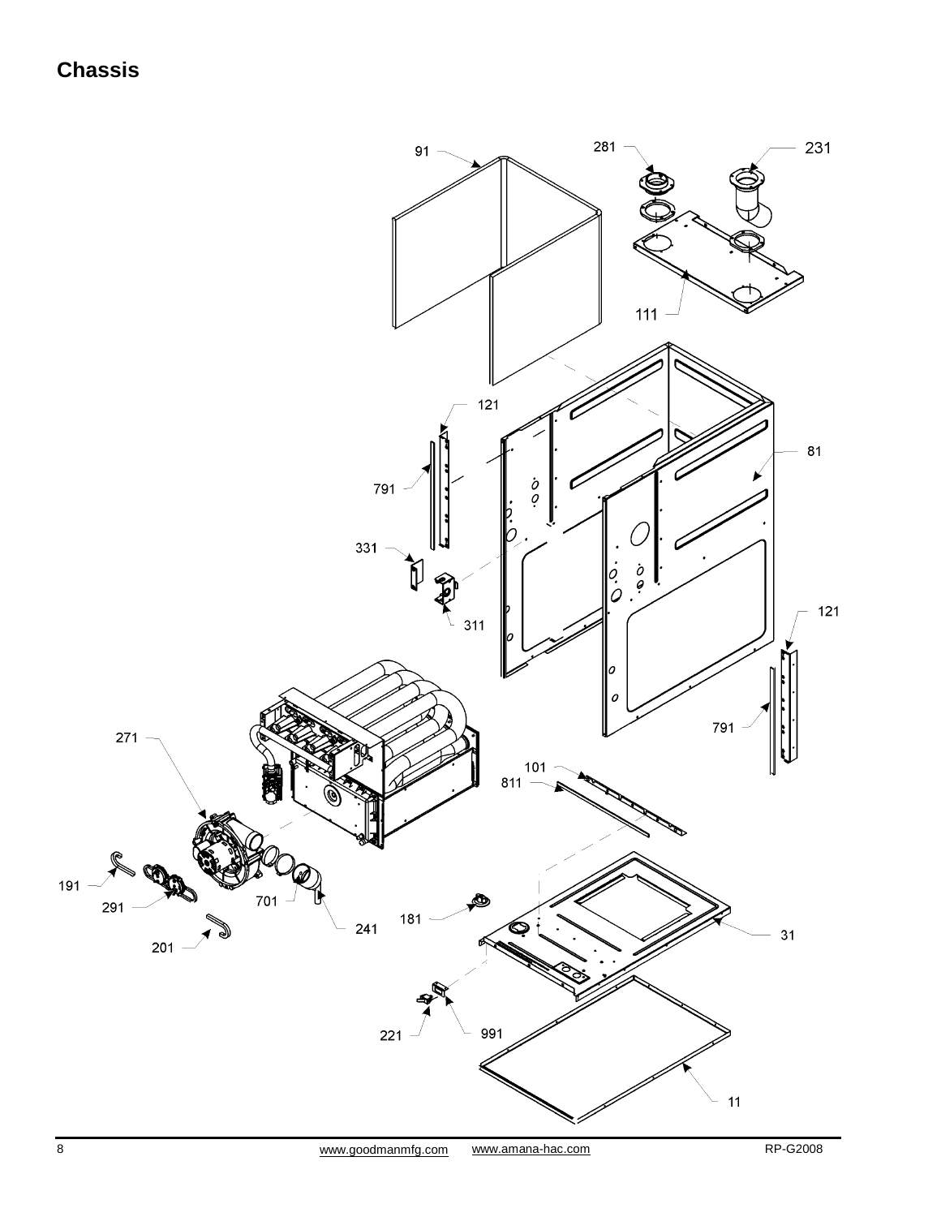# Chassis

91

281

231

111

121

81

791

331

311

121

791

271

101

811

191

291

701

241

181

31

201

221

991

11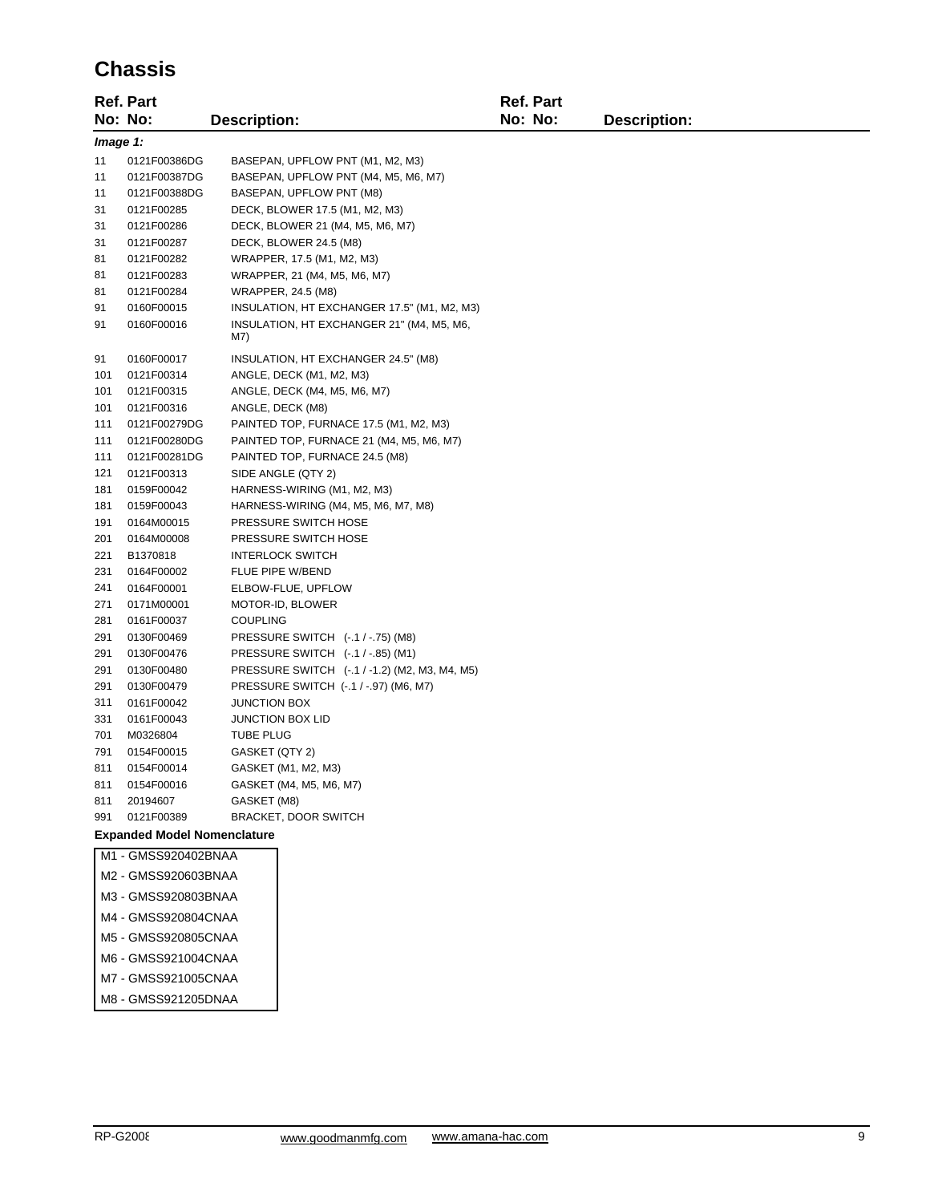# Chassis

| Ref. No: | Part No: | Description: |
|---|---|---|
| *Image 1:* | | |
| 11 | 0121F00386DG | BASEPAN, UPFLOW PNT (M1, M2, M3) |
| 11 | 0121F00387DG | BASEPAN, UPFLOW PNT (M4, M5, M6, M7) |
| 11 | 0121F00388DG | BASEPAN, UPFLOW PNT (M8) |
| 31 | 0121F00285 | DECK, BLOWER 17.5 (M1, M2, M3) |
| 31 | 0121F00286 | DECK, BLOWER 21 (M4, M5, M6, M7) |
| 31 | 0121F00287 | DECK, BLOWER 24.5 (M8) |
| 81 | 0121F00282 | WRAPPER, 17.5 (M1, M2, M3) |
| 81 | 0121F00283 | WRAPPER, 21 (M4, M5, M6, M7) |
| 81 | 0121F00284 | WRAPPER, 24.5 (M8) |
| 91 | 0160F00015 | INSULATION, HT EXCHANGER 17.5" (M1, M2, M3) |
| 91 | 0160F00016 | INSULATION, HT EXCHANGER 21" (M4, M5, M6, M7) |
| 91 | 0160F00017 | INSULATION, HT EXCHANGER 24.5" (M8) |
| 101 | 0121F00314 | ANGLE, DECK (M1, M2, M3) |
| 101 | 0121F00315 | ANGLE, DECK (M4, M5, M6, M7) |
| 101 | 0121F00316 | ANGLE, DECK (M8) |
| 111 | 0121F00279DG | PAINTED TOP, FURNACE 17.5 (M1, M2, M3) |
| 111 | 0121F00280DG | PAINTED TOP, FURNACE 21 (M4, M5, M6, M7) |
| 111 | 0121F00281DG | PAINTED TOP, FURNACE 24.5 (M8) |
| 121 | 0121F00313 | SIDE ANGLE (QTY 2) |
| 181 | 0159F00042 | HARNESS-WIRING (M1, M2, M3) |
| 181 | 0159F00043 | HARNESS-WIRING (M4, M5, M6, M7, M8) |
| 191 | 0164M00015 | PRESSURE SWITCH HOSE |
| 201 | 0164M00008 | PRESSURE SWITCH HOSE |
| 221 | B1370818 | INTERLOCK SWITCH |
| 231 | 0164F00002 | FLUE PIPE W/BEND |
| 241 | 0164F00001 | ELBOW-FLUE, UPFLOW |
| 271 | 0171M00001 | MOTOR-ID, BLOWER |
| 281 | 0161F00037 | COUPLING |
| 291 | 0130F00469 | PRESSURE SWITCH (-.1 / -.75) (M8) |
| 291 | 0130F00476 | PRESSURE SWITCH (-.1 / -.85) (M1) |
| 291 | 0130F00480 | PRESSURE SWITCH (-.1 / -1.2) (M2, M3, M4, M5) |
| 291 | 0130F00479 | PRESSURE SWITCH (-.1 / -.97) (M6, M7) |
| 311 | 0161F00042 | JUNCTION BOX |
| 331 | 0161F00043 | JUNCTION BOX LID |
| 701 | M0326804 | TUBE PLUG |
| 791 | 0154F00015 | GASKET (QTY 2) |
| 811 | 0154F00014 | GASKET (M1, M2, M3) |
| 811 | 0154F00016 | GASKET (M4, M5, M6, M7) |
| 811 | 20194607 | GASKET (M8) |
| 991 | 0121F00389 | BRACKET, DOOR SWITCH |

**Expanded Model Nomenclature**

| |
|---|
| M1 - GMSS920402BNAA |
| M2 - GMSS920603BNAA |
| M3 - GMSS920803BNAA |
| M4 - GMSS920804CNAA |
| M5 - GMSS920805CNAA |
| M6 - GMSS921004CNAA |
| M7 - GMSS921005CNAA |
| M8 - GMSS921205DNAA |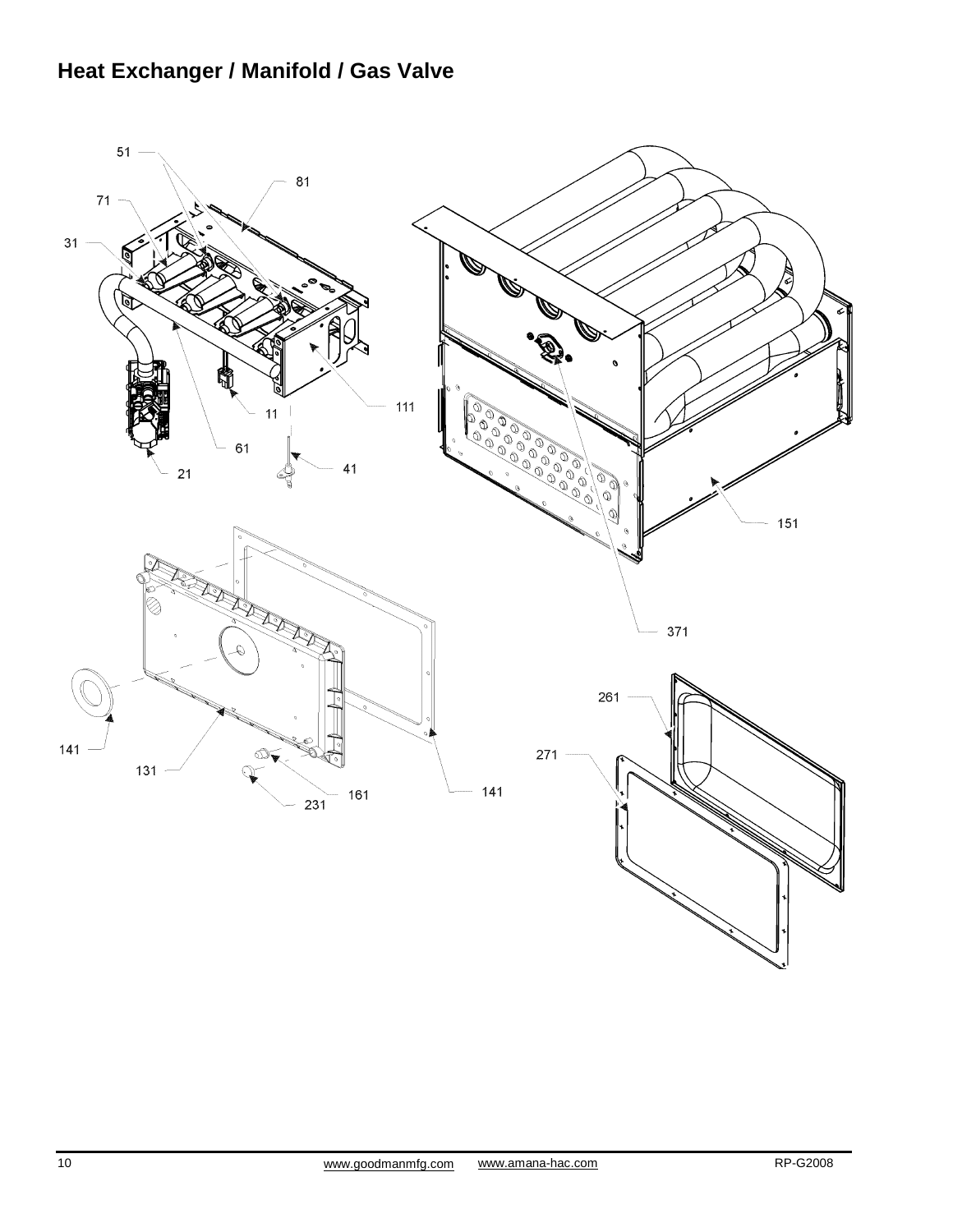## Heat Exchanger / Manifold / Gas Valve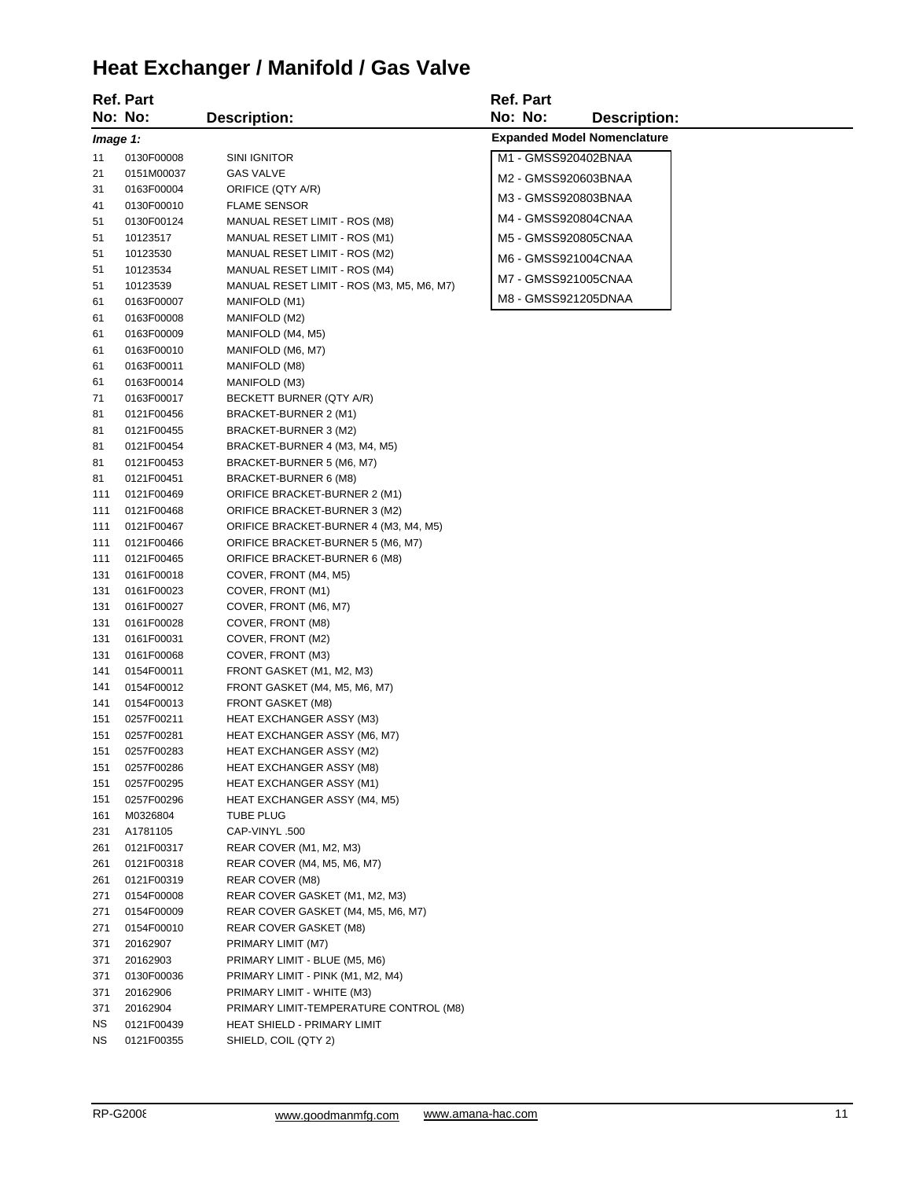# Heat Exchanger / Manifold / Gas Valve

| Ref. No: | Part No: | Description: |
|---|---|---|
| *Image 1:* | | |
| 11 | 0130F00008 | SINI IGNITOR |
| 21 | 0151M00037 | GAS VALVE |
| 31 | 0163F00004 | ORIFICE (QTY A/R) |
| 41 | 0130F00010 | FLAME SENSOR |
| 51 | 0130F00124 | MANUAL RESET LIMIT - ROS (M8) |
| 51 | 10123517 | MANUAL RESET LIMIT - ROS (M1) |
| 51 | 10123530 | MANUAL RESET LIMIT - ROS (M2) |
| 51 | 10123534 | MANUAL RESET LIMIT - ROS (M4) |
| 51 | 10123539 | MANUAL RESET LIMIT - ROS (M3, M5, M6, M7) |
| 61 | 0163F00007 | MANIFOLD (M1) |
| 61 | 0163F00008 | MANIFOLD (M2) |
| 61 | 0163F00009 | MANIFOLD (M4, M5) |
| 61 | 0163F00010 | MANIFOLD (M6, M7) |
| 61 | 0163F00011 | MANIFOLD (M8) |
| 61 | 0163F00014 | MANIFOLD (M3) |
| 71 | 0163F00017 | BECKETT BURNER (QTY A/R) |
| 81 | 0121F00456 | BRACKET-BURNER 2 (M1) |
| 81 | 0121F00455 | BRACKET-BURNER 3 (M2) |
| 81 | 0121F00454 | BRACKET-BURNER 4 (M3, M4, M5) |
| 81 | 0121F00453 | BRACKET-BURNER 5 (M6, M7) |
| 81 | 0121F00451 | BRACKET-BURNER 6 (M8) |
| 111 | 0121F00469 | ORIFICE BRACKET-BURNER 2 (M1) |
| 111 | 0121F00468 | ORIFICE BRACKET-BURNER 3 (M2) |
| 111 | 0121F00467 | ORIFICE BRACKET-BURNER 4 (M3, M4, M5) |
| 111 | 0121F00466 | ORIFICE BRACKET-BURNER 5 (M6, M7) |
| 111 | 0121F00465 | ORIFICE BRACKET-BURNER 6 (M8) |
| 131 | 0161F00018 | COVER, FRONT (M4, M5) |
| 131 | 0161F00023 | COVER, FRONT (M1) |
| 131 | 0161F00027 | COVER, FRONT (M6, M7) |
| 131 | 0161F00028 | COVER, FRONT (M8) |
| 131 | 0161F00031 | COVER, FRONT (M2) |
| 131 | 0161F00068 | COVER, FRONT (M3) |
| 141 | 0154F00011 | FRONT GASKET (M1, M2, M3) |
| 141 | 0154F00012 | FRONT GASKET (M4, M5, M6, M7) |
| 141 | 0154F00013 | FRONT GASKET (M8) |
| 151 | 0257F00211 | HEAT EXCHANGER ASSY (M3) |
| 151 | 0257F00281 | HEAT EXCHANGER ASSY (M6, M7) |
| 151 | 0257F00283 | HEAT EXCHANGER ASSY (M2) |
| 151 | 0257F00286 | HEAT EXCHANGER ASSY (M8) |
| 151 | 0257F00295 | HEAT EXCHANGER ASSY (M1) |
| 151 | 0257F00296 | HEAT EXCHANGER ASSY (M4, M5) |
| 161 | M0326804 | TUBE PLUG |
| 231 | A1781105 | CAP-VINYL .500 |
| 261 | 0121F00317 | REAR COVER (M1, M2, M3) |
| 261 | 0121F00318 | REAR COVER (M4, M5, M6, M7) |
| 261 | 0121F00319 | REAR COVER (M8) |
| 271 | 0154F00008 | REAR COVER GASKET (M1, M2, M3) |
| 271 | 0154F00009 | REAR COVER GASKET (M4, M5, M6, M7) |
| 271 | 0154F00010 | REAR COVER GASKET (M8) |
| 371 | 20162907 | PRIMARY LIMIT (M7) |
| 371 | 20162903 | PRIMARY LIMIT - BLUE (M5, M6) |
| 371 | 0130F00036 | PRIMARY LIMIT - PINK (M1, M2, M4) |
| 371 | 20162906 | PRIMARY LIMIT - WHITE (M3) |
| 371 | 20162904 | PRIMARY LIMIT-TEMPERATURE CONTROL (M8) |
| NS | 0121F00439 | HEAT SHIELD - PRIMARY LIMIT |
| NS | 0121F00355 | SHIELD, COIL (QTY 2) |

**Expanded Model Nomenclature**

- M1 - GMSS920402BNAA
- M2 - GMSS920603BNAA
- M3 - GMSS920803BNAA
- M4 - GMSS920804CNAA
- M5 - GMSS920805CNAA
- M6 - GMSS921004CNAA
- M7 - GMSS921005CNAA
- M8 - GMSS921205DNAA

RP-G2008 www.goodmanmfg.com www.amana-hac.com